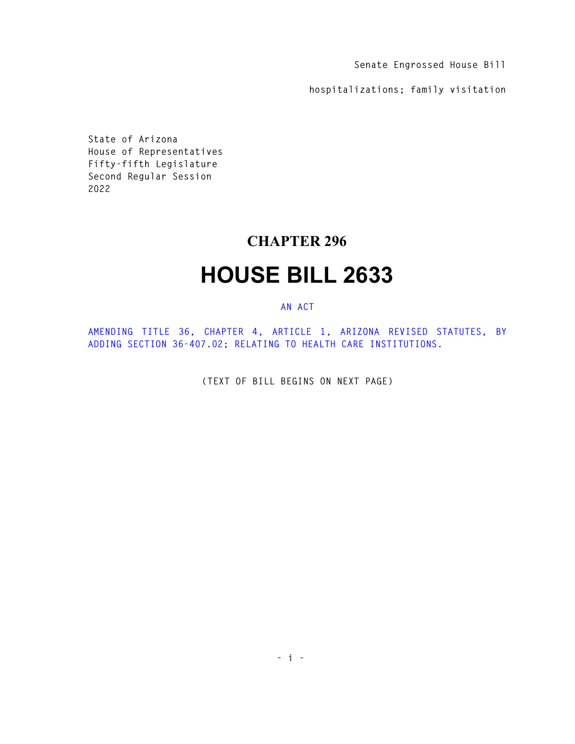Senate Engrossed House Bill

hospitalizations; family visitation

State of Arizona
House of Representatives
Fifty-fifth Legislature
Second Regular Session
2022

# CHAPTER 296

# HOUSE BILL 2633

AN ACT

AMENDING TITLE 36, CHAPTER 4, ARTICLE 1, ARIZONA REVISED STATUTES, BY ADDING SECTION 36-407.02; RELATING TO HEALTH CARE INSTITUTIONS.

(TEXT OF BILL BEGINS ON NEXT PAGE)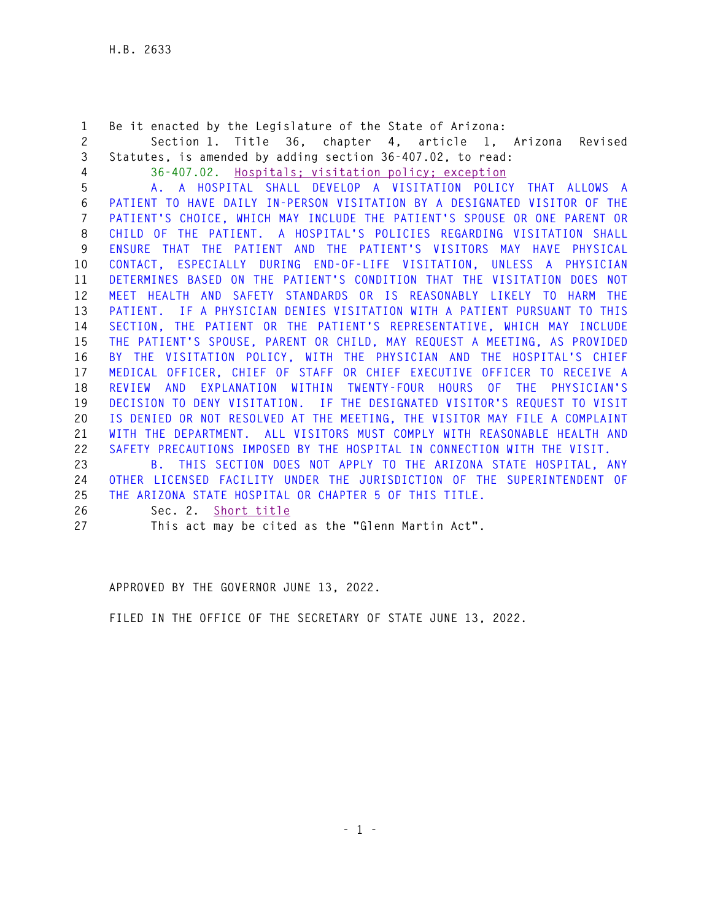Be it enacted by the Legislature of the State of Arizona:

Section 1. Title 36, chapter 4, article 1, Arizona Revised Statutes, is amended by adding section 36-407.02, to read:

36-407.02. Hospitals; visitation policy; exception

A. A HOSPITAL SHALL DEVELOP A VISITATION POLICY THAT ALLOWS A PATIENT TO HAVE DAILY IN-PERSON VISITATION BY A DESIGNATED VISITOR OF THE PATIENT'S CHOICE, WHICH MAY INCLUDE THE PATIENT'S SPOUSE OR ONE PARENT OR CHILD OF THE PATIENT. A HOSPITAL'S POLICIES REGARDING VISITATION SHALL ENSURE THAT THE PATIENT AND THE PATIENT'S VISITORS MAY HAVE PHYSICAL CONTACT, ESPECIALLY DURING END-OF-LIFE VISITATION, UNLESS A PHYSICIAN DETERMINES BASED ON THE PATIENT'S CONDITION THAT THE VISITATION DOES NOT MEET HEALTH AND SAFETY STANDARDS OR IS REASONABLY LIKELY TO HARM THE PATIENT. IF A PHYSICIAN DENIES VISITATION WITH A PATIENT PURSUANT TO THIS SECTION, THE PATIENT OR THE PATIENT'S REPRESENTATIVE, WHICH MAY INCLUDE THE PATIENT'S SPOUSE, PARENT OR CHILD, MAY REQUEST A MEETING, AS PROVIDED BY THE VISITATION POLICY, WITH THE PHYSICIAN AND THE HOSPITAL'S CHIEF MEDICAL OFFICER, CHIEF OF STAFF OR CHIEF EXECUTIVE OFFICER TO RECEIVE A REVIEW AND EXPLANATION WITHIN TWENTY-FOUR HOURS OF THE PHYSICIAN'S DECISION TO DENY VISITATION. IF THE DESIGNATED VISITOR'S REQUEST TO VISIT IS DENIED OR NOT RESOLVED AT THE MEETING, THE VISITOR MAY FILE A COMPLAINT WITH THE DEPARTMENT. ALL VISITORS MUST COMPLY WITH REASONABLE HEALTH AND SAFETY PRECAUTIONS IMPOSED BY THE HOSPITAL IN CONNECTION WITH THE VISIT.

B. THIS SECTION DOES NOT APPLY TO THE ARIZONA STATE HOSPITAL, ANY OTHER LICENSED FACILITY UNDER THE JURISDICTION OF THE SUPERINTENDENT OF THE ARIZONA STATE HOSPITAL OR CHAPTER 5 OF THIS TITLE.

Sec. 2. Short title

This act may be cited as the "Glenn Martin Act".

APPROVED BY THE GOVERNOR JUNE 13, 2022.

FILED IN THE OFFICE OF THE SECRETARY OF STATE JUNE 13, 2022.